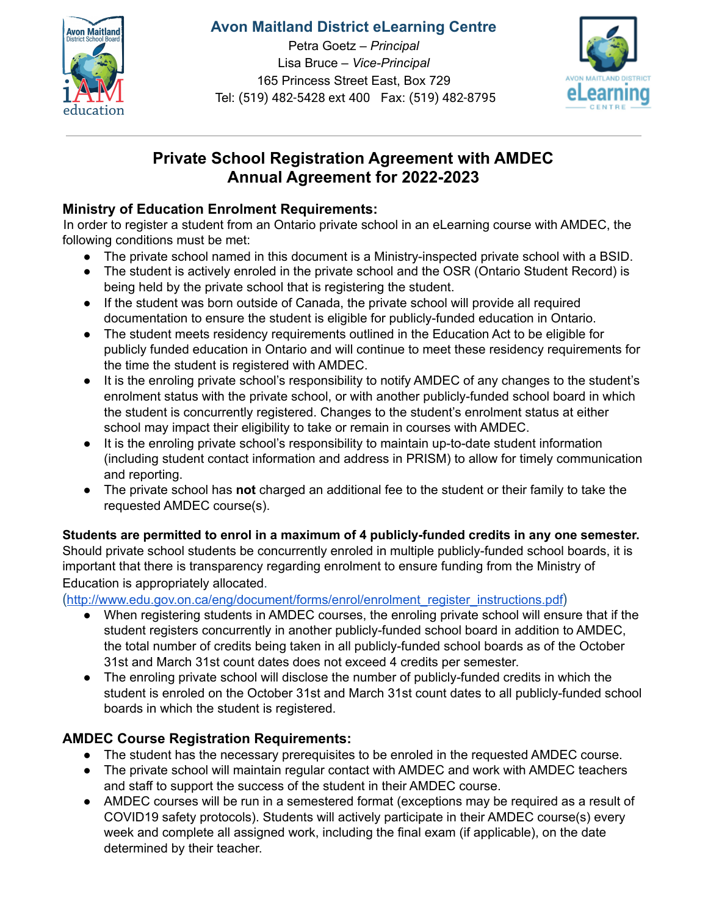**Avon Maitland District eLearning Centre**

Petra Goetz – *Principal*
Lisa Bruce – *Vice-Principal*
165 Princess Street East, Box 729
Tel: (519) 482-5428 ext 400 Fax: (519) 482-8795

# Private School Registration Agreement with AMDEC
# Annual Agreement for 2022-2023

## Ministry of Education Enrolment Requirements:

In order to register a student from an Ontario private school in an eLearning course with AMDEC, the following conditions must be met:

- The private school named in this document is a Ministry-inspected private school with a BSID.
- The student is actively enroled in the private school and the OSR (Ontario Student Record) is being held by the private school that is registering the student.
- If the student was born outside of Canada, the private school will provide all required documentation to ensure the student is eligible for publicly-funded education in Ontario.
- The student meets residency requirements outlined in the Education Act to be eligible for publicly funded education in Ontario and will continue to meet these residency requirements for the time the student is registered with AMDEC.
- It is the enroling private school's responsibility to notify AMDEC of any changes to the student's enrolment status with the private school, or with another publicly-funded school board in which the student is concurrently registered. Changes to the student's enrolment status at either school may impact their eligibility to take or remain in courses with AMDEC.
- It is the enroling private school's responsibility to maintain up-to-date student information (including student contact information and address in PRISM) to allow for timely communication and reporting.
- The private school has **not** charged an additional fee to the student or their family to take the requested AMDEC course(s).

**Students are permitted to enrol in a maximum of 4 publicly-funded credits in any one semester.** Should private school students be concurrently enroled in multiple publicly-funded school boards, it is important that there is transparency regarding enrolment to ensure funding from the Ministry of Education is appropriately allocated.
(http://www.edu.gov.on.ca/eng/document/forms/enrol/enrolment_register_instructions.pdf)

- When registering students in AMDEC courses, the enroling private school will ensure that if the student registers concurrently in another publicly-funded school board in addition to AMDEC, the total number of credits being taken in all publicly-funded school boards as of the October 31st and March 31st count dates does not exceed 4 credits per semester.
- The enroling private school will disclose the number of publicly-funded credits in which the student is enroled on the October 31st and March 31st count dates to all publicly-funded school boards in which the student is registered.

## AMDEC Course Registration Requirements:

- The student has the necessary prerequisites to be enroled in the requested AMDEC course.
- The private school will maintain regular contact with AMDEC and work with AMDEC teachers and staff to support the success of the student in their AMDEC course.
- AMDEC courses will be run in a semestered format (exceptions may be required as a result of COVID19 safety protocols). Students will actively participate in their AMDEC course(s) every week and complete all assigned work, including the final exam (if applicable), on the date determined by their teacher.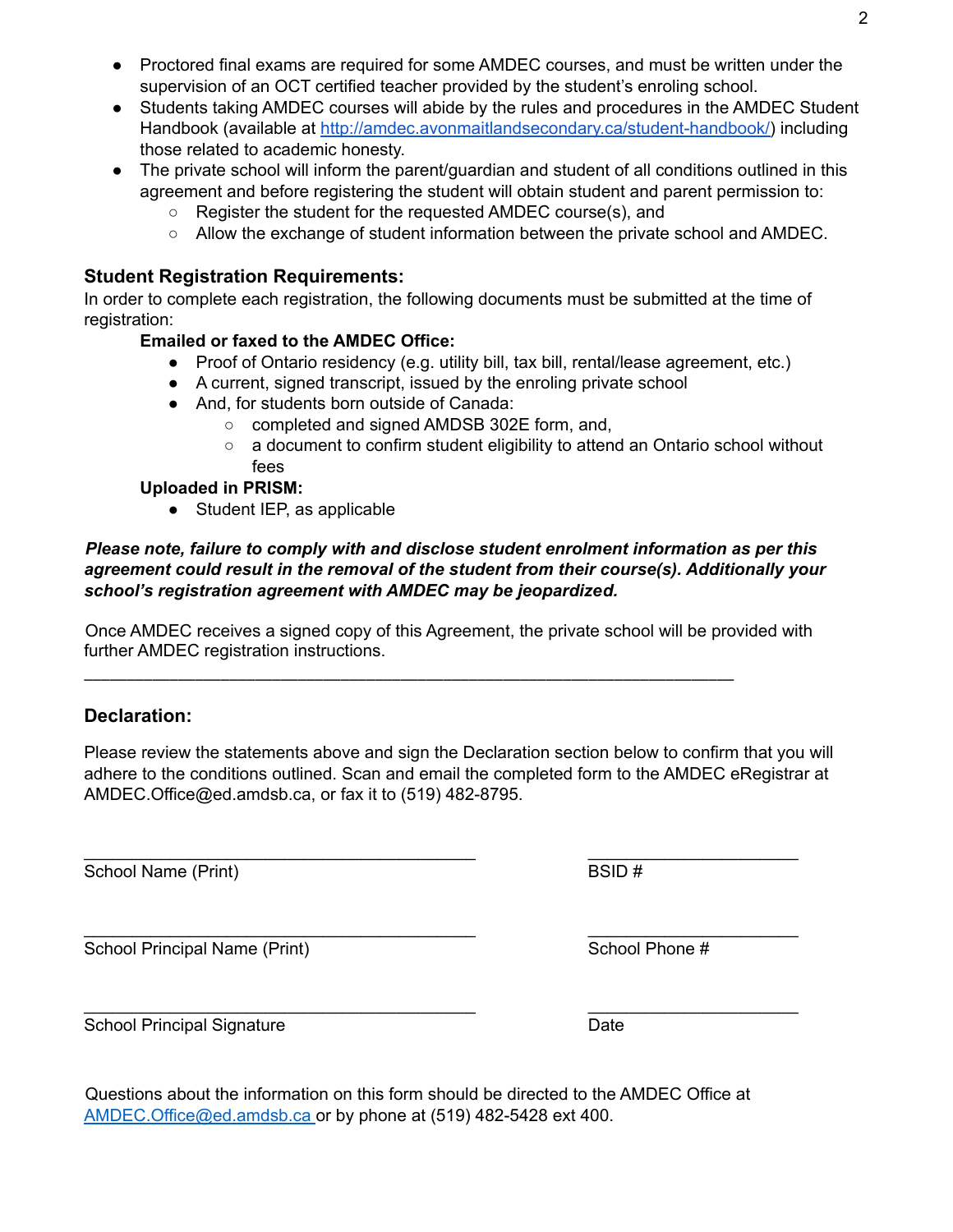- Proctored final exams are required for some AMDEC courses, and must be written under the supervision of an OCT certified teacher provided by the student's enroling school.
- Students taking AMDEC courses will abide by the rules and procedures in the AMDEC Student Handbook (available at [http://amdec.avonmaitlandsecondary.ca/student-handbook/](http://amdec.avonmaitlandsecondary.ca/student-handbook/)) including those related to academic honesty.
- The private school will inform the parent/guardian and student of all conditions outlined in this agreement and before registering the student will obtain student and parent permission to:
  - Register the student for the requested AMDEC course(s), and
  - Allow the exchange of student information between the private school and AMDEC.

### Student Registration Requirements:

In order to complete each registration, the following documents must be submitted at the time of registration:

**Emailed or faxed to the AMDEC Office:**

- Proof of Ontario residency (e.g. utility bill, tax bill, rental/lease agreement, etc.)
- A current, signed transcript, issued by the enroling private school
- And, for students born outside of Canada:
  - completed and signed AMDSB 302E form, and,
  - a document to confirm student eligibility to attend an Ontario school without fees

**Uploaded in PRISM:**

- Student IEP, as applicable

***Please note, failure to comply with and disclose student enrolment information as per this agreement could result in the removal of the student from their course(s). Additionally your school's registration agreement with AMDEC may be jeopardized.***

Once AMDEC receives a signed copy of this Agreement, the private school will be provided with further AMDEC registration instructions.

---

### Declaration:

Please review the statements above and sign the Declaration section below to confirm that you will adhere to the conditions outlined. Scan and email the completed form to the AMDEC eRegistrar at AMDEC.Office@ed.amdsb.ca, or fax it to (519) 482-8795.

| | |
|---|---|
| ______________________________ | ______________________ |
| School Name (Print) | BSID # |
| ______________________________ | ______________________ |
| School Principal Name (Print) | School Phone # |
| ______________________________ | ______________________ |
| School Principal Signature | Date |

Questions about the information on this form should be directed to the AMDEC Office at [AMDEC.Office@ed.amdsb.ca](mailto:AMDEC.Office@ed.amdsb.ca) or by phone at (519) 482-5428 ext 400.